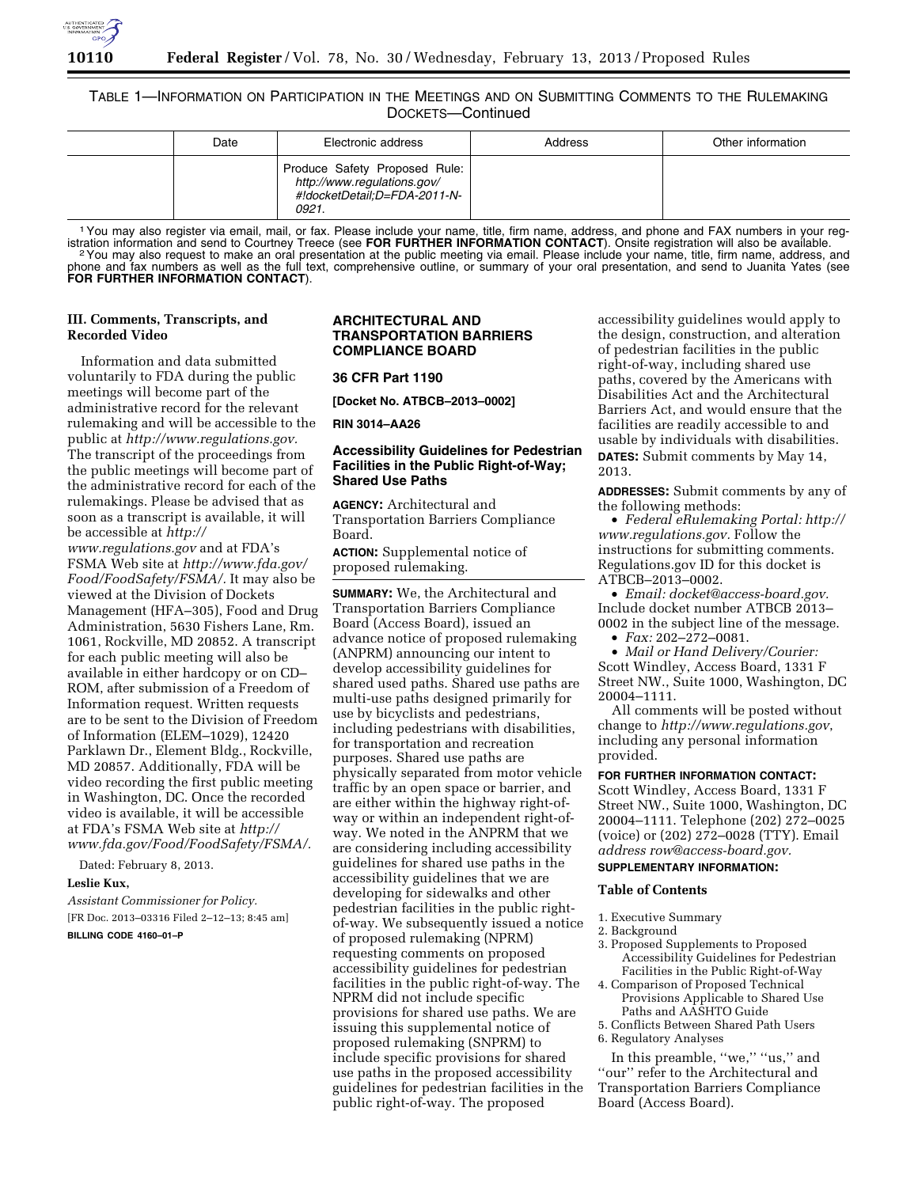TABLE 1—INFORMATION ON PARTICIPATION IN THE MEETINGS AND ON SUBMITTING COMMENTS TO THE RULEMAKING DOCKETS—Continued

| | Date | Electronic address | Address | Other information |
|---|---|---|---|---|
| | | Produce Safety Proposed Rule: *http://www.regulations.gov/#!docketDetail;D=FDA-2011-N-0921.* | | |

[1] You may also register via email, mail, or fax. Please include your name, title, firm name, address, and phone and FAX numbers in your registration information and send to Courtney Treece (see **FOR FURTHER INFORMATION CONTACT**). Onsite registration will also be available.

[2] You may also request to make an oral presentation at the public meeting via email. Please include your name, title, firm name, address, and phone and fax numbers as well as the full text, comprehensive outline, or summary of your oral presentation, and send to Juanita Yates (see **FOR FURTHER INFORMATION CONTACT**).

## III. Comments, Transcripts, and Recorded Video

Information and data submitted voluntarily to FDA during the public meetings will become part of the administrative record for the relevant rulemaking and will be accessible to the public at *http://www.regulations.gov.* The transcript of the proceedings from the public meetings will become part of the administrative record for each of the rulemakings. Please be advised that as soon as a transcript is available, it will be accessible at *http://www.regulations.gov* and at FDA's FSMA Web site at *http://www.fda.gov/Food/FoodSafety/FSMA/.* It may also be viewed at the Division of Dockets Management (HFA–305), Food and Drug Administration, 5630 Fishers Lane, Rm. 1061, Rockville, MD 20852. A transcript for each public meeting will also be available in either hardcopy or on CD–ROM, after submission of a Freedom of Information request. Written requests are to be sent to the Division of Freedom of Information (ELEM–1029), 12420 Parklawn Dr., Element Bldg., Rockville, MD 20857. Additionally, FDA will be video recording the first public meeting in Washington, DC. Once the recorded video is available, it will be accessible at FDA's FSMA Web site at *http://www.fda.gov/Food/FoodSafety/FSMA/.*

Dated: February 8, 2013.

**Leslie Kux,**

*Assistant Commissioner for Policy.*

[FR Doc. 2013–03316 Filed 2–12–13; 8:45 am]

**BILLING CODE 4160–01–P**

# ARCHITECTURAL AND TRANSPORTATION BARRIERS COMPLIANCE BOARD

**36 CFR Part 1190**

**[Docket No. ATBCB–2013–0002]**

**RIN 3014–AA26**

## Accessibility Guidelines for Pedestrian Facilities in the Public Right-of-Way; Shared Use Paths

**AGENCY:** Architectural and Transportation Barriers Compliance Board.

**ACTION:** Supplemental notice of proposed rulemaking.

**SUMMARY:** We, the Architectural and Transportation Barriers Compliance Board (Access Board), issued an advance notice of proposed rulemaking (ANPRM) announcing our intent to develop accessibility guidelines for shared used paths. Shared use paths are multi-use paths designed primarily for use by bicyclists and pedestrians, including pedestrians with disabilities, for transportation and recreation purposes. Shared use paths are physically separated from motor vehicle traffic by an open space or barrier, and are either within the highway right-of-way or within an independent right-of-way. We noted in the ANPRM that we are considering including accessibility guidelines for shared use paths in the accessibility guidelines that we are developing for sidewalks and other pedestrian facilities in the public right-of-way. We subsequently issued a notice of proposed rulemaking (NPRM) requesting comments on proposed accessibility guidelines for pedestrian facilities in the public right-of-way. The NPRM did not include specific provisions for shared use paths. We are issuing this supplemental notice of proposed rulemaking (SNPRM) to include specific provisions for shared use paths in the proposed accessibility guidelines for pedestrian facilities in the public right-of-way. The proposed accessibility guidelines would apply to the design, construction, and alteration of pedestrian facilities in the public right-of-way, including shared use paths, covered by the Americans with Disabilities Act and the Architectural Barriers Act, and would ensure that the facilities are readily accessible to and usable by individuals with disabilities.

**DATES:** Submit comments by May 14, 2013.

**ADDRESSES:** Submit comments by any of the following methods:

- *Federal eRulemaking Portal: http://www.regulations.gov.* Follow the instructions for submitting comments. Regulations.gov ID for this docket is ATBCB–2013–0002.
- *Email: docket@access-board.gov.* Include docket number ATBCB 2013–0002 in the subject line of the message.
- *Fax:* 202–272–0081.
- *Mail or Hand Delivery/Courier:* Scott Windley, Access Board, 1331 F Street NW., Suite 1000, Washington, DC 20004–1111.

All comments will be posted without change to *http://www.regulations.gov*, including any personal information provided.

**FOR FURTHER INFORMATION CONTACT:** Scott Windley, Access Board, 1331 F Street NW., Suite 1000, Washington, DC 20004–1111. Telephone (202) 272–0025 (voice) or (202) 272–0028 (TTY). Email address *row@access-board.gov.*

**SUPPLEMENTARY INFORMATION:**

### Table of Contents

1. Executive Summary
2. Background
3. Proposed Supplements to Proposed Accessibility Guidelines for Pedestrian Facilities in the Public Right-of-Way
4. Comparison of Proposed Technical Provisions Applicable to Shared Use Paths and AASHTO Guide
5. Conflicts Between Shared Path Users
6. Regulatory Analyses

In this preamble, ''we,'' ''us,'' and ''our'' refer to the Architectural and Transportation Barriers Compliance Board (Access Board).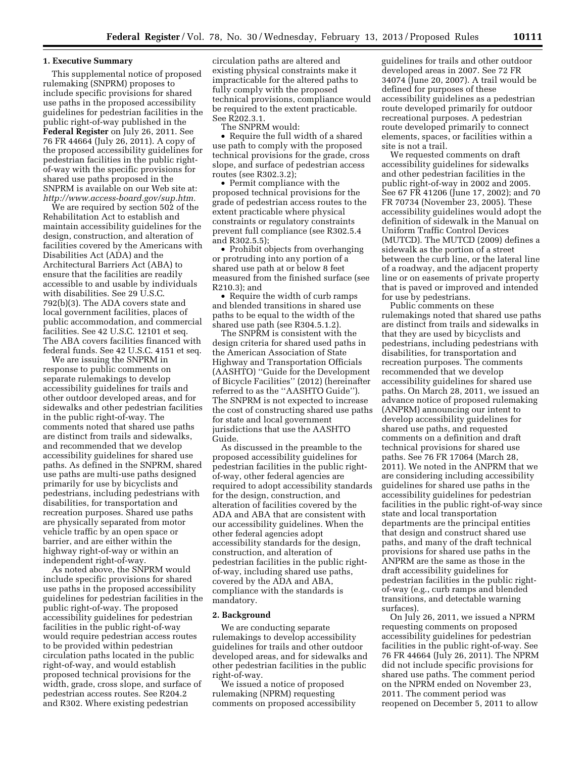## 1. Executive Summary

This supplemental notice of proposed rulemaking (SNPRM) proposes to include specific provisions for shared use paths in the proposed accessibility guidelines for pedestrian facilities in the public right-of-way published in the **Federal Register** on July 26, 2011. See 76 FR 44664 (July 26, 2011). A copy of the proposed accessibility guidelines for pedestrian facilities in the public right-of-way with the specific provisions for shared use paths proposed in the SNPRM is available on our Web site at: *http://www.access-board.gov/sup.htm.*

We are required by section 502 of the Rehabilitation Act to establish and maintain accessibility guidelines for the design, construction, and alteration of facilities covered by the Americans with Disabilities Act (ADA) and the Architectural Barriers Act (ABA) to ensure that the facilities are readily accessible to and usable by individuals with disabilities. See 29 U.S.C. 792(b)(3). The ADA covers state and local government facilities, places of public accommodation, and commercial facilities. See 42 U.S.C. 12101 et seq. The ABA covers facilities financed with federal funds. See 42 U.S.C. 4151 et seq.

We are issuing the SNPRM in response to public comments on separate rulemakings to develop accessibility guidelines for trails and other outdoor developed areas, and for sidewalks and other pedestrian facilities in the public right-of-way. The comments noted that shared use paths are distinct from trails and sidewalks, and recommended that we develop accessibility guidelines for shared use paths. As defined in the SNPRM, shared use paths are multi-use paths designed primarily for use by bicyclists and pedestrians, including pedestrians with disabilities, for transportation and recreation purposes. Shared use paths are physically separated from motor vehicle traffic by an open space or barrier, and are either within the highway right-of-way or within an independent right-of-way.

As noted above, the SNPRM would include specific provisions for shared use paths in the proposed accessibility guidelines for pedestrian facilities in the public right-of-way. The proposed accessibility guidelines for pedestrian facilities in the public right-of-way would require pedestrian access routes to be provided within pedestrian circulation paths located in the public right-of-way, and would establish proposed technical provisions for the width, grade, cross slope, and surface of pedestrian access routes. See R204.2 and R302. Where existing pedestrian circulation paths are altered and existing physical constraints make it impracticable for the altered paths to fully comply with the proposed technical provisions, compliance would be required to the extent practicable. See R202.3.1.

The SNPRM would:

- Require the full width of a shared use path to comply with the proposed technical provisions for the grade, cross slope, and surface of pedestrian access routes (see R302.3.2);
- Permit compliance with the proposed technical provisions for the grade of pedestrian access routes to the extent practicable where physical constraints or regulatory constraints prevent full compliance (see R302.5.4 and R302.5.5);
- Prohibit objects from overhanging or protruding into any portion of a shared use path at or below 8 feet measured from the finished surface (see R210.3); and
- Require the width of curb ramps and blended transitions in shared use paths to be equal to the width of the shared use path (see R304.5.1.2).

The SNPRM is consistent with the design criteria for shared used paths in the American Association of State Highway and Transportation Officials (AASHTO) ''Guide for the Development of Bicycle Facilities'' (2012) (hereinafter referred to as the ''AASHTO Guide''). The SNPRM is not expected to increase the cost of constructing shared use paths for state and local government jurisdictions that use the AASHTO Guide.

As discussed in the preamble to the proposed accessibility guidelines for pedestrian facilities in the public right-of-way, other federal agencies are required to adopt accessibility standards for the design, construction, and alteration of facilities covered by the ADA and ABA that are consistent with our accessibility guidelines. When the other federal agencies adopt accessibility standards for the design, construction, and alteration of pedestrian facilities in the public right-of-way, including shared use paths, covered by the ADA and ABA, compliance with the standards is mandatory.

## 2. Background

We are conducting separate rulemakings to develop accessibility guidelines for trails and other outdoor developed areas, and for sidewalks and other pedestrian facilities in the public right-of-way.

We issued a notice of proposed rulemaking (NPRM) requesting comments on proposed accessibility guidelines for trails and other outdoor developed areas in 2007. See 72 FR 34074 (June 20, 2007). A trail would be defined for purposes of these accessibility guidelines as a pedestrian route developed primarily for outdoor recreational purposes. A pedestrian route developed primarily to connect elements, spaces, or facilities within a site is not a trail.

We requested comments on draft accessibility guidelines for sidewalks and other pedestrian facilities in the public right-of-way in 2002 and 2005. See 67 FR 41206 (June 17, 2002); and 70 FR 70734 (November 23, 2005). These accessibility guidelines would adopt the definition of sidewalk in the Manual on Uniform Traffic Control Devices (MUTCD). The MUTCD (2009) defines a sidewalk as the portion of a street between the curb line, or the lateral line of a roadway, and the adjacent property line or on easements of private property that is paved or improved and intended for use by pedestrians.

Public comments on these rulemakings noted that shared use paths are distinct from trails and sidewalks in that they are used by bicyclists and pedestrians, including pedestrians with disabilities, for transportation and recreation purposes. The comments recommended that we develop accessibility guidelines for shared use paths. On March 28, 2011, we issued an advance notice of proposed rulemaking (ANPRM) announcing our intent to develop accessibility guidelines for shared use paths, and requested comments on a definition and draft technical provisions for shared use paths. See 76 FR 17064 (March 28, 2011). We noted in the ANPRM that we are considering including accessibility guidelines for shared use paths in the accessibility guidelines for pedestrian facilities in the public right-of-way since state and local transportation departments are the principal entities that design and construct shared use paths, and many of the draft technical provisions for shared use paths in the ANPRM are the same as those in the draft accessibility guidelines for pedestrian facilities in the public right-of-way (e.g., curb ramps and blended transitions, and detectable warning surfaces).

On July 26, 2011, we issued a NPRM requesting comments on proposed accessibility guidelines for pedestrian facilities in the public right-of-way. See 76 FR 44664 (July 26, 2011). The NPRM did not include specific provisions for shared use paths. The comment period on the NPRM ended on November 23, 2011. The comment period was reopened on December 5, 2011 to allow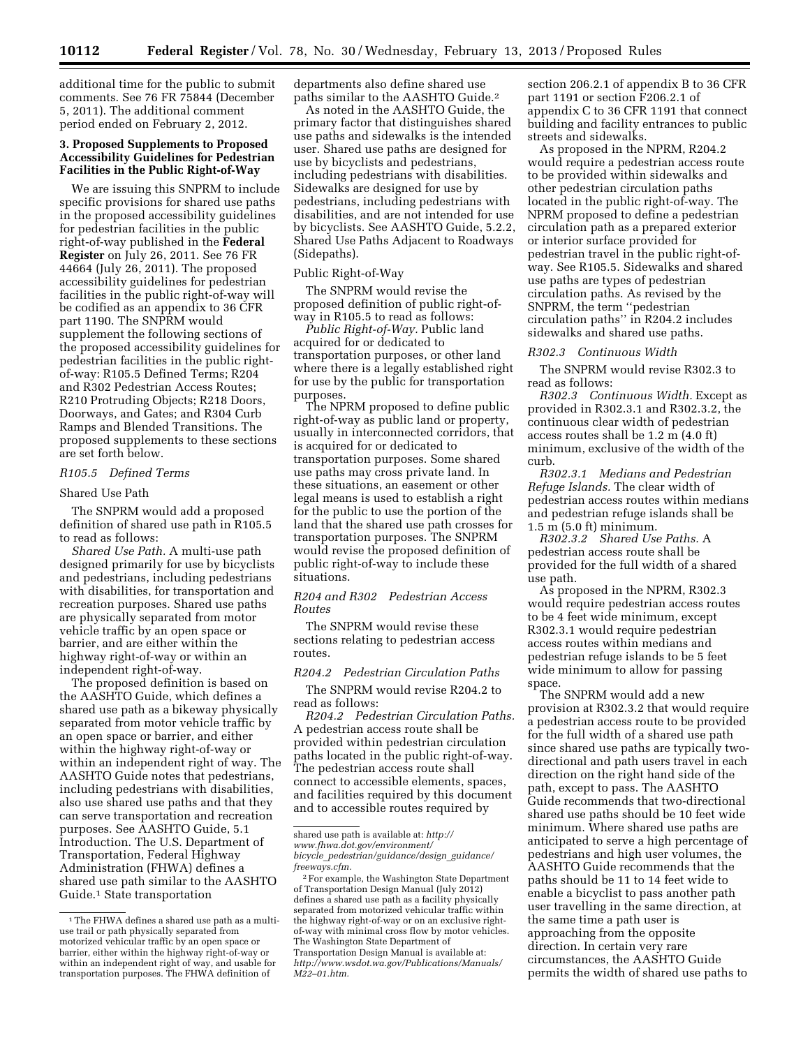additional time for the public to submit comments. See 76 FR 75844 (December 5, 2011). The additional comment period ended on February 2, 2012.

### 3. Proposed Supplements to Proposed Accessibility Guidelines for Pedestrian Facilities in the Public Right-of-Way

We are issuing this SNPRM to include specific provisions for shared use paths in the proposed accessibility guidelines for pedestrian facilities in the public right-of-way published in the **Federal Register** on July 26, 2011. See 76 FR 44664 (July 26, 2011). The proposed accessibility guidelines for pedestrian facilities in the public right-of-way will be codified as an appendix to 36 CFR part 1190. The SNPRM would supplement the following sections of the proposed accessibility guidelines for pedestrian facilities in the public right-of-way: R105.5 Defined Terms; R204 and R302 Pedestrian Access Routes; R210 Protruding Objects; R218 Doors, Doorways, and Gates; and R304 Curb Ramps and Blended Transitions. The proposed supplements to these sections are set forth below.

#### *R105.5 Defined Terms*

Shared Use Path

The SNPRM would add a proposed definition of shared use path in R105.5 to read as follows:

*Shared Use Path.* A multi-use path designed primarily for use by bicyclists and pedestrians, including pedestrians with disabilities, for transportation and recreation purposes. Shared use paths are physically separated from motor vehicle traffic by an open space or barrier, and are either within the highway right-of-way or within an independent right-of-way.

The proposed definition is based on the AASHTO Guide, which defines a shared use path as a bikeway physically separated from motor vehicle traffic by an open space or barrier, and either within the highway right-of-way or within an independent right of way. The AASHTO Guide notes that pedestrians, including pedestrians with disabilities, also use shared use paths and that they can serve transportation and recreation purposes. See AASHTO Guide, 5.1 Introduction. The U.S. Department of Transportation, Federal Highway Administration (FHWA) defines a shared use path similar to the AASHTO Guide.[1] State transportation departments also define shared use paths similar to the AASHTO Guide.[2]

As noted in the AASHTO Guide, the primary factor that distinguishes shared use paths and sidewalks is the intended user. Shared use paths are designed for use by bicyclists and pedestrians, including pedestrians with disabilities. Sidewalks are designed for use by pedestrians, including pedestrians with disabilities, and are not intended for use by bicyclists. See AASHTO Guide, 5.2.2, Shared Use Paths Adjacent to Roadways (Sidepaths).

Public Right-of-Way

The SNPRM would revise the proposed definition of public right-of-way in R105.5 to read as follows:

*Public Right-of-Way.* Public land acquired for or dedicated to transportation purposes, or other land where there is a legally established right for use by the public for transportation purposes.

The NPRM proposed to define public right-of-way as public land or property, usually in interconnected corridors, that is acquired for or dedicated to transportation purposes. Some shared use paths may cross private land. In these situations, an easement or other legal means is used to establish a right for the public to use the portion of the land that the shared use path crosses for transportation purposes. The SNPRM would revise the proposed definition of public right-of-way to include these situations.

#### *R204 and R302 Pedestrian Access Routes*

The SNPRM would revise these sections relating to pedestrian access routes.

#### *R204.2 Pedestrian Circulation Paths*

The SNPRM would revise R204.2 to read as follows:

*R204.2 Pedestrian Circulation Paths.* A pedestrian access route shall be provided within pedestrian circulation paths located in the public right-of-way. The pedestrian access route shall connect to accessible elements, spaces, and facilities required by this document and to accessible routes required by section 206.2.1 of appendix B to 36 CFR part 1191 or section F206.2.1 of appendix C to 36 CFR 1191 that connect building and facility entrances to public streets and sidewalks.

As proposed in the NPRM, R204.2 would require a pedestrian access route to be provided within sidewalks and other pedestrian circulation paths located in the public right-of-way. The NPRM proposed to define a pedestrian circulation path as a prepared exterior or interior surface provided for pedestrian travel in the public right-of-way. See R105.5. Sidewalks and shared use paths are types of pedestrian circulation paths. As revised by the SNPRM, the term ''pedestrian circulation paths'' in R204.2 includes sidewalks and shared use paths.

#### *R302.3 Continuous Width*

The SNPRM would revise R302.3 to read as follows:

*R302.3 Continuous Width.* Except as provided in R302.3.1 and R302.3.2, the continuous clear width of pedestrian access routes shall be 1.2 m (4.0 ft) minimum, exclusive of the width of the curb.

*R302.3.1 Medians and Pedestrian Refuge Islands.* The clear width of pedestrian access routes within medians and pedestrian refuge islands shall be 1.5 m (5.0 ft) minimum.

*R302.3.2 Shared Use Paths.* A pedestrian access route shall be provided for the full width of a shared use path.

As proposed in the NPRM, R302.3 would require pedestrian access routes to be 4 feet wide minimum, except R302.3.1 would require pedestrian access routes within medians and pedestrian refuge islands to be 5 feet wide minimum to allow for passing space.

The SNPRM would add a new provision at R302.3.2 that would require a pedestrian access route to be provided for the full width of a shared use path since shared use paths are typically two-directional and path users travel in each direction on the right hand side of the path, except to pass. The AASHTO Guide recommends that two-directional shared use paths should be 10 feet wide minimum. Where shared use paths are anticipated to serve a high percentage of pedestrians and high user volumes, the AASHTO Guide recommends that the paths should be 11 to 14 feet wide to enable a bicyclist to pass another path user travelling in the same direction, at the same time a path user is approaching from the opposite direction. In certain very rare circumstances, the AASHTO Guide permits the width of shared use paths to

---

[1] The FHWA defines a shared use path as a multi-use trail or path physically separated from motorized vehicular traffic by an open space or barrier, either within the highway right-of-way or within an independent right of way, and usable for transportation purposes. The FHWA definition of shared use path is available at: *http://www.fhwa.dot.gov/environment/bicycle_pedestrian/guidance/design_guidance/freeways.cfm.*

[2] For example, the Washington State Department of Transportation Design Manual (July 2012) defines a shared use path as a facility physically separated from motorized vehicular traffic within the highway right-of-way or on an exclusive right-of-way with minimal cross flow by motor vehicles. The Washington State Department of Transportation Design Manual is available at: *http://www.wsdot.wa.gov/Publications/Manuals/M22–01.htm.*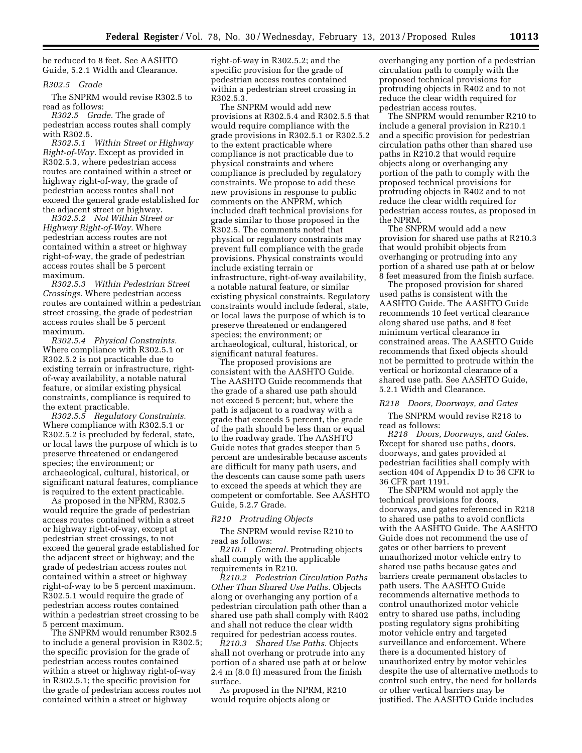be reduced to 8 feet. See AASHTO Guide, 5.2.1 Width and Clearance.

*R302.5 Grade*

The SNPRM would revise R302.5 to read as follows:

*R302.5 Grade.* The grade of pedestrian access routes shall comply with R302.5.

*R302.5.1 Within Street or Highway Right-of-Way.* Except as provided in R302.5.3, where pedestrian access routes are contained within a street or highway right-of-way, the grade of pedestrian access routes shall not exceed the general grade established for the adjacent street or highway.

*R302.5.2 Not Within Street or Highway Right-of-Way.* Where pedestrian access routes are not contained within a street or highway right-of-way, the grade of pedestrian access routes shall be 5 percent maximum.

*R302.5.3 Within Pedestrian Street Crossings.* Where pedestrian access routes are contained within a pedestrian street crossing, the grade of pedestrian access routes shall be 5 percent maximum.

*R302.5.4 Physical Constraints.* Where compliance with R302.5.1 or R302.5.2 is not practicable due to existing terrain or infrastructure, right-of-way availability, a notable natural feature, or similar existing physical constraints, compliance is required to the extent practicable.

*R302.5.5 Regulatory Constraints.* Where compliance with R302.5.1 or R302.5.2 is precluded by federal, state, or local laws the purpose of which is to preserve threatened or endangered species; the environment; or archaeological, cultural, historical, or significant natural features, compliance is required to the extent practicable.

As proposed in the NPRM, R302.5 would require the grade of pedestrian access routes contained within a street or highway right-of-way, except at pedestrian street crossings, to not exceed the general grade established for the adjacent street or highway; and the grade of pedestrian access routes not contained within a street or highway right-of-way to be 5 percent maximum. R302.5.1 would require the grade of pedestrian access routes contained within a pedestrian street crossing to be 5 percent maximum.

The SNPRM would renumber R302.5 to include a general provision in R302.5; the specific provision for the grade of pedestrian access routes contained within a street or highway right-of-way in R302.5.1; the specific provision for the grade of pedestrian access routes not contained within a street or highway right-of-way in R302.5.2; and the specific provision for the grade of pedestrian access routes contained within a pedestrian street crossing in R302.5.3.

The SNPRM would add new provisions at R302.5.4 and R302.5.5 that would require compliance with the grade provisions in R302.5.1 or R302.5.2 to the extent practicable where compliance is not practicable due to physical constraints and where compliance is precluded by regulatory constraints. We propose to add these new provisions in response to public comments on the ANPRM, which included draft technical provisions for grade similar to those proposed in the R302.5. The comments noted that physical or regulatory constraints may prevent full compliance with the grade provisions. Physical constraints would include existing terrain or infrastructure, right-of-way availability, a notable natural feature, or similar existing physical constraints. Regulatory constraints would include federal, state, or local laws the purpose of which is to preserve threatened or endangered species; the environment; or archaeological, cultural, historical, or significant natural features.

The proposed provisions are consistent with the AASHTO Guide. The AASHTO Guide recommends that the grade of a shared use path should not exceed 5 percent; but, where the path is adjacent to a roadway with a grade that exceeds 5 percent, the grade of the path should be less than or equal to the roadway grade. The AASHTO Guide notes that grades steeper than 5 percent are undesirable because ascents are difficult for many path users, and the descents can cause some path users to exceed the speeds at which they are competent or comfortable. See AASHTO Guide, 5.2.7 Grade.

*R210 Protruding Objects*

The SNPRM would revise R210 to read as follows:

*R210.1 General.* Protruding objects shall comply with the applicable requirements in R210.

*R210.2 Pedestrian Circulation Paths Other Than Shared Use Paths.* Objects along or overhanging any portion of a pedestrian circulation path other than a shared use path shall comply with R402 and shall not reduce the clear width required for pedestrian access routes.

*R210.3 Shared Use Paths.* Objects shall not overhang or protrude into any portion of a shared use path at or below 2.4 m (8.0 ft) measured from the finish surface.

As proposed in the NPRM, R210 would require objects along or overhanging any portion of a pedestrian circulation path to comply with the proposed technical provisions for protruding objects in R402 and to not reduce the clear width required for pedestrian access routes.

The SNPRM would renumber R210 to include a general provision in R210.1 and a specific provision for pedestrian circulation paths other than shared use paths in R210.2 that would require objects along or overhanging any portion of the path to comply with the proposed technical provisions for protruding objects in R402 and to not reduce the clear width required for pedestrian access routes, as proposed in the NPRM.

The SNPRM would add a new provision for shared use paths at R210.3 that would prohibit objects from overhanging or protruding into any portion of a shared use path at or below 8 feet measured from the finish surface.

The proposed provision for shared used paths is consistent with the AASHTO Guide. The AASHTO Guide recommends 10 feet vertical clearance along shared use paths, and 8 feet minimum vertical clearance in constrained areas. The AASHTO Guide recommends that fixed objects should not be permitted to protrude within the vertical or horizontal clearance of a shared use path. See AASHTO Guide, 5.2.1 Width and Clearance.

*R218 Doors, Doorways, and Gates*

The SNPRM would revise R218 to read as follows:

*R218 Doors, Doorways, and Gates.* Except for shared use paths, doors, doorways, and gates provided at pedestrian facilities shall comply with section 404 of Appendix D to 36 CFR to 36 CFR part 1191.

The SNPRM would not apply the technical provisions for doors, doorways, and gates referenced in R218 to shared use paths to avoid conflicts with the AASHTO Guide. The AASHTO Guide does not recommend the use of gates or other barriers to prevent unauthorized motor vehicle entry to shared use paths because gates and barriers create permanent obstacles to path users. The AASHTO Guide recommends alternative methods to control unauthorized motor vehicle entry to shared use paths, including posting regulatory signs prohibiting motor vehicle entry and targeted surveillance and enforcement. Where there is a documented history of unauthorized entry by motor vehicles despite the use of alternative methods to control such entry, the need for bollards or other vertical barriers may be justified. The AASHTO Guide includes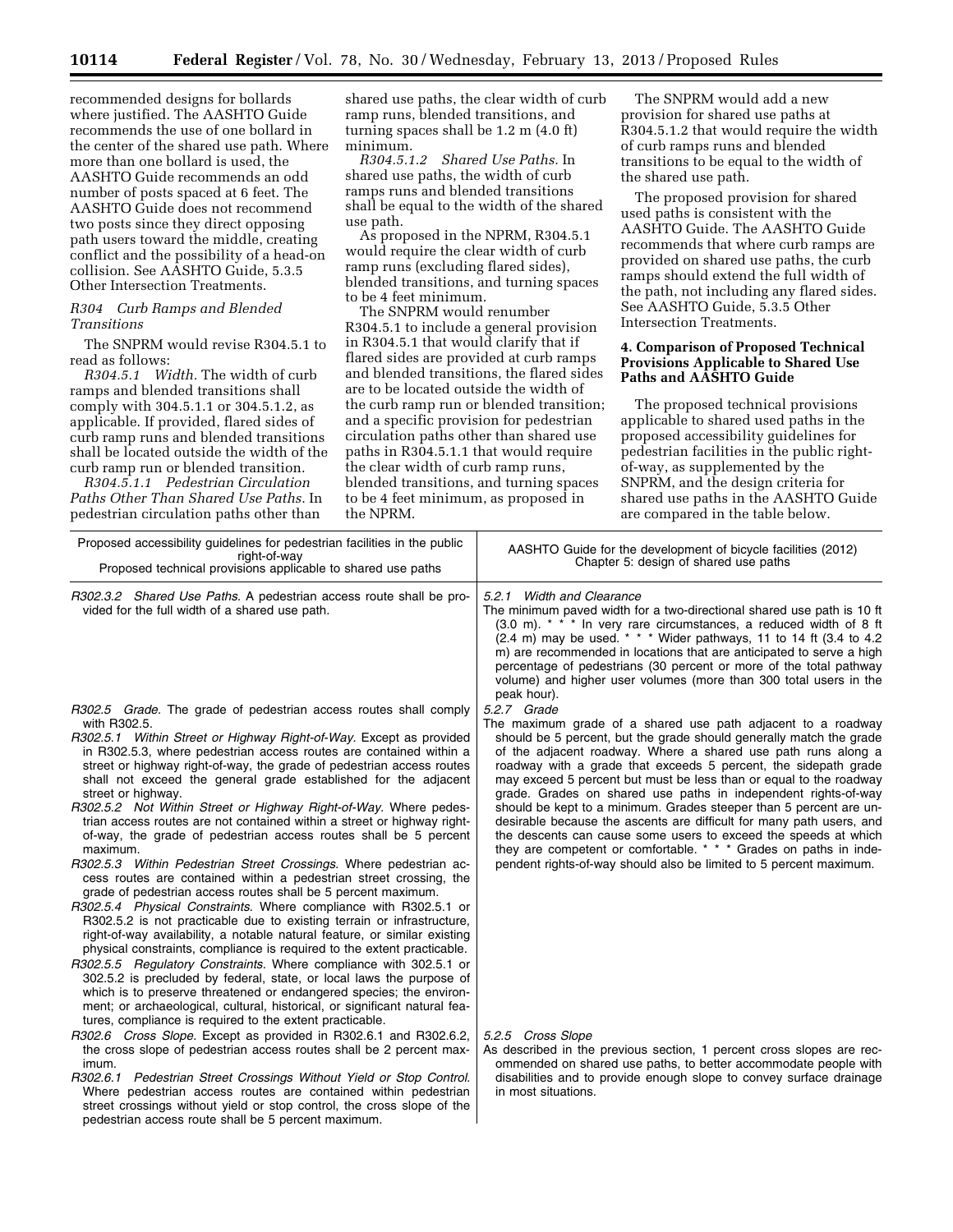recommended designs for bollards where justified. The AASHTO Guide recommends the use of one bollard in the center of the shared use path. Where more than one bollard is used, the AASHTO Guide recommends an odd number of posts spaced at 6 feet. The AASHTO Guide does not recommend two posts since they direct opposing path users toward the middle, creating conflict and the possibility of a head-on collision. See AASHTO Guide, 5.3.5 Other Intersection Treatments.

*R304 Curb Ramps and Blended Transitions*

The SNPRM would revise R304.5.1 to read as follows:

*R304.5.1 Width.* The width of curb ramps and blended transitions shall comply with 304.5.1.1 or 304.5.1.2, as applicable. If provided, flared sides of curb ramp runs and blended transitions shall be located outside the width of the curb ramp run or blended transition.

*R304.5.1.1 Pedestrian Circulation Paths Other Than Shared Use Paths.* In pedestrian circulation paths other than shared use paths, the clear width of curb ramp runs, blended transitions, and turning spaces shall be 1.2 m (4.0 ft) minimum.

*R304.5.1.2 Shared Use Paths.* In shared use paths, the width of curb ramps runs and blended transitions shall be equal to the width of the shared use path.

As proposed in the NPRM, R304.5.1 would require the clear width of curb ramp runs (excluding flared sides), blended transitions, and turning spaces to be 4 feet minimum.

The SNPRM would renumber R304.5.1 to include a general provision in R304.5.1 that would clarify that if flared sides are provided at curb ramps and blended transitions, the flared sides are to be located outside the width of the curb ramp run or blended transition; and a specific provision for pedestrian circulation paths other than shared use paths in R304.5.1.1 that would require the clear width of curb ramp runs, blended transitions, and turning spaces to be 4 feet minimum, as proposed in the NPRM.

The SNPRM would add a new provision for shared use paths at R304.5.1.2 that would require the width of curb ramps runs and blended transitions to be equal to the width of the shared use path.

The proposed provision for shared used paths is consistent with the AASHTO Guide. The AASHTO Guide recommends that where curb ramps are provided on shared use paths, the curb ramps should extend the full width of the path, not including any flared sides. See AASHTO Guide, 5.3.5 Other Intersection Treatments.

## 4. Comparison of Proposed Technical Provisions Applicable to Shared Use Paths and AASHTO Guide

The proposed technical provisions applicable to shared used paths in the proposed accessibility guidelines for pedestrian facilities in the public right-of-way, as supplemented by the SNPRM, and the design criteria for shared use paths in the AASHTO Guide are compared in the table below.

| Proposed accessibility guidelines for pedestrian facilities in the public right-of-way<br>Proposed technical provisions applicable to shared use paths | AASHTO Guide for the development of bicycle facilities (2012)<br>Chapter 5: design of shared use paths |
|---|---|
| *R302.3.2 Shared Use Paths.* A pedestrian access route shall be provided for the full width of a shared use path. | *5.2.1 Width and Clearance*<br>The minimum paved width for a two-directional shared use path is 10 ft (3.0 m). * * * In very rare circumstances, a reduced width of 8 ft (2.4 m) may be used. * * * Wider pathways, 11 to 14 ft (3.4 to 4.2 m) are recommended in locations that are anticipated to serve a high percentage of pedestrians (30 percent or more of the total pathway volume) and higher user volumes (more than 300 total users in the peak hour). |
| *R302.5 Grade.* The grade of pedestrian access routes shall comply with R302.5.<br>*R302.5.1 Within Street or Highway Right-of-Way.* Except as provided in R302.5.3, where pedestrian access routes are contained within a street or highway right-of-way, the grade of pedestrian access routes shall not exceed the general grade established for the adjacent street or highway.<br>*R302.5.2 Not Within Street or Highway Right-of-Way.* Where pedestrian access routes are not contained within a street or highway right-of-way, the grade of pedestrian access routes shall be 5 percent maximum.<br>*R302.5.3 Within Pedestrian Street Crossings.* Where pedestrian access routes are contained within a pedestrian street crossing, the grade of pedestrian access routes shall be 5 percent maximum.<br>*R302.5.4 Physical Constraints.* Where compliance with R302.5.1 or R302.5.2 is not practicable due to existing terrain or infrastructure, right-of-way availability, a notable natural feature, or similar existing physical constraints, compliance is required to the extent practicable.<br>*R302.5.5 Regulatory Constraints.* Where compliance with 302.5.1 or 302.5.2 is precluded by federal, state, or local laws the purpose of which is to preserve threatened or endangered species; the environment; or archaeological, cultural, historical, or significant natural features, compliance is required to the extent practicable. | *5.2.7 Grade*<br>The maximum grade of a shared use path adjacent to a roadway should be 5 percent, but the grade should generally match the grade of the adjacent roadway. Where a shared use path runs along a roadway with a grade that exceeds 5 percent, the sidepath grade may exceed 5 percent but must be less than or equal to the roadway grade. Grades on shared use paths in independent rights-of-way should be kept to a minimum. Grades steeper than 5 percent are undesirable because the ascents are difficult for many path users, and the descents can cause some users to exceed the speeds at which they are competent or comfortable. * * * Grades on paths in independent rights-of-way should also be limited to 5 percent maximum. |
| *R302.6 Cross Slope.* Except as provided in R302.6.1 and R302.6.2, the cross slope of pedestrian access routes shall be 2 percent maximum.<br>*R302.6.1 Pedestrian Street Crossings Without Yield or Stop Control.* Where pedestrian access routes are contained within pedestrian street crossings without yield or stop control, the cross slope of the pedestrian access route shall be 5 percent maximum. | *5.2.5 Cross Slope*<br>As described in the previous section, 1 percent cross slopes are recommended on shared use paths, to better accommodate people with disabilities and to provide enough slope to convey surface drainage in most situations. |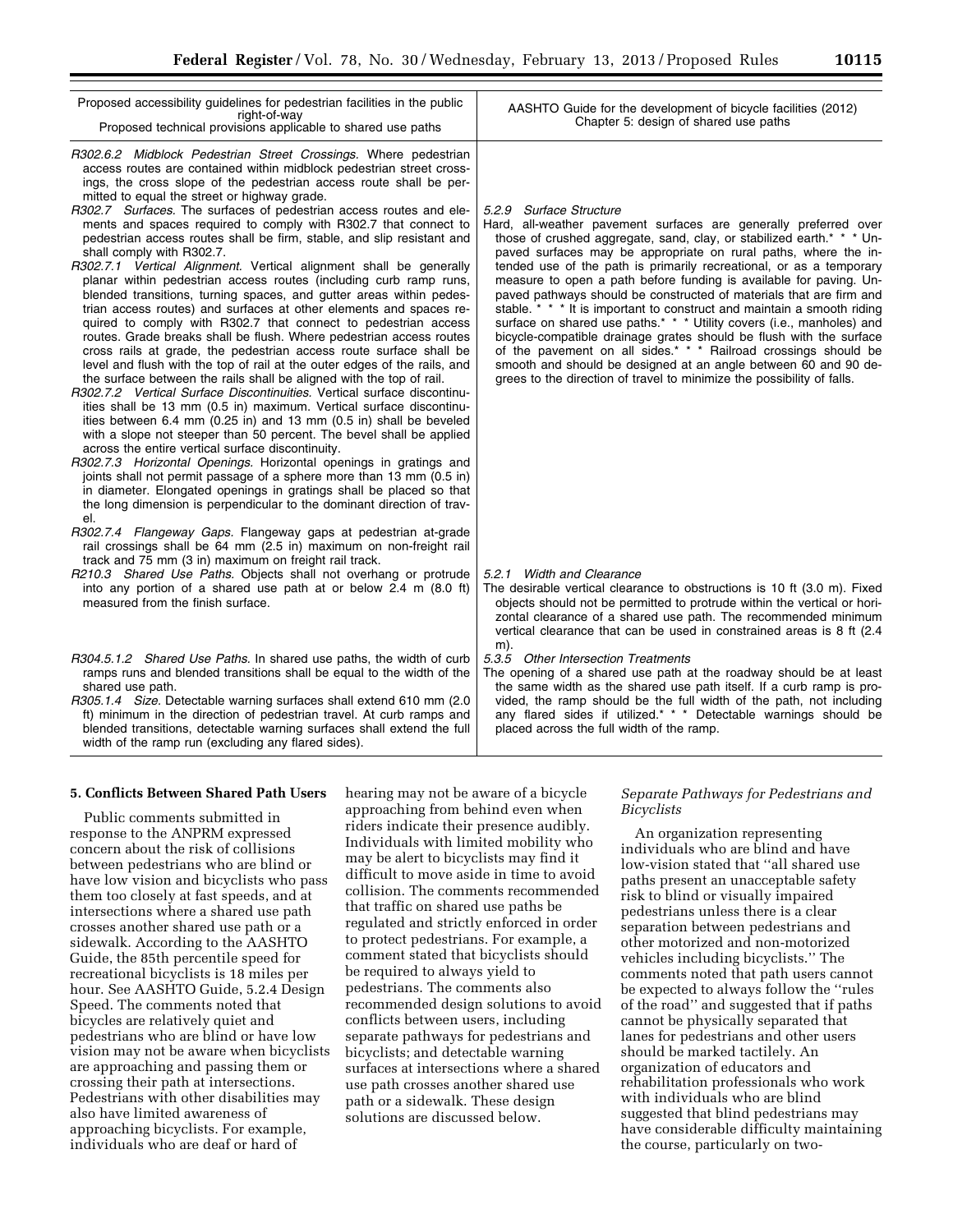| Proposed accessibility guidelines for pedestrian facilities in the public right-of-way<br>Proposed technical provisions applicable to shared use paths | AASHTO Guide for the development of bicycle facilities (2012)<br>Chapter 5: design of shared use paths |
|---|---|
| *R302.6.2 Midblock Pedestrian Street Crossings.* Where pedestrian access routes are contained within midblock pedestrian street crossings, the cross slope of the pedestrian access route shall be permitted to equal the street or highway grade.<br>*R302.7 Surfaces.* The surfaces of pedestrian access routes and elements and spaces required to comply with R302.7 that connect to pedestrian access routes shall be firm, stable, and slip resistant and shall comply with R302.7.<br>*R302.7.1 Vertical Alignment.* Vertical alignment shall be generally planar within pedestrian access routes (including curb ramp runs, blended transitions, turning spaces, and gutter areas within pedestrian access routes) and surfaces at other elements and spaces required to comply with R302.7 that connect to pedestrian access routes. Grade breaks shall be flush. Where pedestrian access routes cross rails at grade, the pedestrian access route surface shall be level and flush with the top of rail at the outer edges of the rails, and the surface between the rails shall be aligned with the top of rail.<br>*R302.7.2 Vertical Surface Discontinuities.* Vertical surface discontinuities shall be 13 mm (0.5 in) maximum. Vertical surface discontinuities between 6.4 mm (0.25 in) and 13 mm (0.5 in) shall be beveled with a slope not steeper than 50 percent. The bevel shall be applied across the entire vertical surface discontinuity.<br>*R302.7.3 Horizontal Openings.* Horizontal openings in gratings and joints shall not permit passage of a sphere more than 13 mm (0.5 in) in diameter. Elongated openings in gratings shall be placed so that the long dimension is perpendicular to the dominant direction of travel.<br>*R302.7.4 Flangeway Gaps.* Flangeway gaps at pedestrian at-grade rail crossings shall be 64 mm (2.5 in) maximum on non-freight rail track and 75 mm (3 in) maximum on freight rail track. | *5.2.9 Surface Structure*<br>Hard, all-weather pavement surfaces are generally preferred over those of crushed aggregate, sand, clay, or stabilized earth.* * * Unpaved surfaces may be appropriate on rural paths, where the intended use of the path is primarily recreational, or as a temporary measure to open a path before funding is available for paving. Unpaved pathways should be constructed of materials that are firm and stable. * * * It is important to construct and maintain a smooth riding surface on shared use paths.* * * Utility covers (i.e., manholes) and bicycle-compatible drainage grates should be flush with the surface of the pavement on all sides.* * * Railroad crossings should be smooth and should be designed at an angle between 60 and 90 degrees to the direction of travel to minimize the possibility of falls. |
| *R210.3 Shared Use Paths.* Objects shall not overhang or protrude into any portion of a shared use path at or below 2.4 m (8.0 ft) measured from the finish surface. | *5.2.1 Width and Clearance*<br>The desirable vertical clearance to obstructions is 10 ft (3.0 m). Fixed objects should not be permitted to protrude within the vertical or horizontal clearance of a shared use path. The recommended minimum vertical clearance that can be used in constrained areas is 8 ft (2.4 m). |
| *R304.5.1.2 Shared Use Paths.* In shared use paths, the width of curb ramps runs and blended transitions shall be equal to the width of the shared use path.<br>*R305.1.4 Size.* Detectable warning surfaces shall extend 610 mm (2.0 ft) minimum in the direction of pedestrian travel. At curb ramps and blended transitions, detectable warning surfaces shall extend the full width of the ramp run (excluding any flared sides). | *5.3.5 Other Intersection Treatments*<br>The opening of a shared use path at the roadway should be at least the same width as the shared use path itself. If a curb ramp is provided, the ramp should be the full width of the path, not including any flared sides if utilized.* * * Detectable warnings should be placed across the full width of the ramp. |

### 5. Conflicts Between Shared Path Users

Public comments submitted in response to the ANPRM expressed concern about the risk of collisions between pedestrians who are blind or have low vision and bicyclists who pass them too closely at fast speeds, and at intersections where a shared use path crosses another shared use path or a sidewalk. According to the AASHTO Guide, the 85th percentile speed for recreational bicyclists is 18 miles per hour. See AASHTO Guide, 5.2.4 Design Speed. The comments noted that bicycles are relatively quiet and pedestrians who are blind or have low vision may not be aware when bicyclists are approaching and passing them or crossing their path at intersections. Pedestrians with other disabilities may also have limited awareness of approaching bicyclists. For example, individuals who are deaf or hard of hearing may not be aware of a bicycle approaching from behind even when riders indicate their presence audibly. Individuals with limited mobility who may be alert to bicyclists may find it difficult to move aside in time to avoid collision. The comments recommended that traffic on shared use paths be regulated and strictly enforced in order to protect pedestrians. For example, a comment stated that bicyclists should be required to always yield to pedestrians. The comments also recommended design solutions to avoid conflicts between users, including separate pathways for pedestrians and bicyclists; and detectable warning surfaces at intersections where a shared use path crosses another shared use path or a sidewalk. These design solutions are discussed below.

#### *Separate Pathways for Pedestrians and Bicyclists*

An organization representing individuals who are blind and have low-vision stated that ''all shared use paths present an unacceptable safety risk to blind or visually impaired pedestrians unless there is a clear separation between pedestrians and other motorized and non-motorized vehicles including bicyclists.'' The comments noted that path users cannot be expected to always follow the ''rules of the road'' and suggested that if paths cannot be physically separated that lanes for pedestrians and other users should be marked tactilely. An organization of educators and rehabilitation professionals who work with individuals who are blind suggested that blind pedestrians may have considerable difficulty maintaining the course, particularly on two-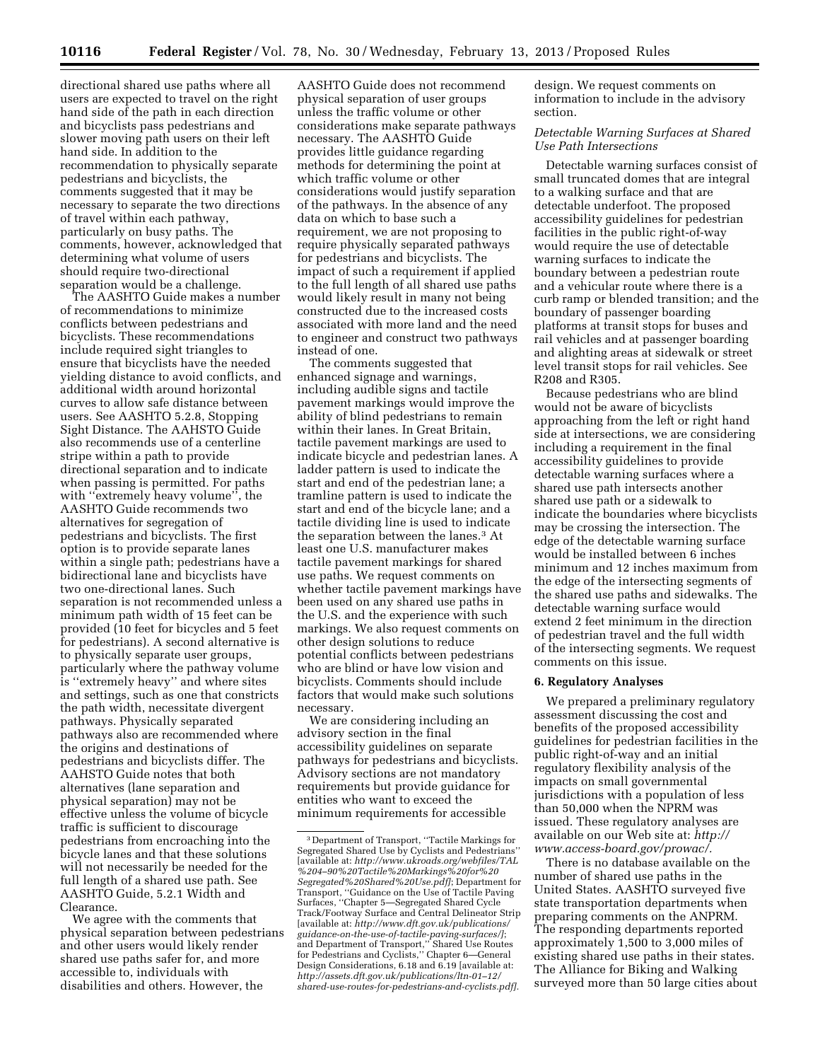directional shared use paths where all users are expected to travel on the right hand side of the path in each direction and bicyclists pass pedestrians and slower moving path users on their left hand side. In addition to the recommendation to physically separate pedestrians and bicyclists, the comments suggested that it may be necessary to separate the two directions of travel within each pathway, particularly on busy paths. The comments, however, acknowledged that determining what volume of users should require two-directional separation would be a challenge.

The AASHTO Guide makes a number of recommendations to minimize conflicts between pedestrians and bicyclists. These recommendations include required sight triangles to ensure that bicyclists have the needed yielding distance to avoid conflicts, and additional width around horizontal curves to allow safe distance between users. See AASHTO 5.2.8, Stopping Sight Distance. The AAHSTO Guide also recommends use of a centerline stripe within a path to provide directional separation and to indicate when passing is permitted. For paths with ''extremely heavy volume'', the AASHTO Guide recommends two alternatives for segregation of pedestrians and bicyclists. The first option is to provide separate lanes within a single path; pedestrians have a bidirectional lane and bicyclists have two one-directional lanes. Such separation is not recommended unless a minimum path width of 15 feet can be provided (10 feet for bicycles and 5 feet for pedestrians). A second alternative is to physically separate user groups, particularly where the pathway volume is ''extremely heavy'' and where sites and settings, such as one that constricts the path width, necessitate divergent pathways. Physically separated pathways also are recommended where the origins and destinations of pedestrians and bicyclists differ. The AAHSTO Guide notes that both alternatives (lane separation and physical separation) may not be effective unless the volume of bicycle traffic is sufficient to discourage pedestrians from encroaching into the bicycle lanes and that these solutions will not necessarily be needed for the full length of a shared use path. See AASHTO Guide, 5.2.1 Width and Clearance.

We agree with the comments that physical separation between pedestrians and other users would likely render shared use paths safer for, and more accessible to, individuals with disabilities and others. However, the AASHTO Guide does not recommend physical separation of user groups unless the traffic volume or other considerations make separate pathways necessary. The AASHTO Guide provides little guidance regarding methods for determining the point at which traffic volume or other considerations would justify separation of the pathways. In the absence of any data on which to base such a requirement, we are not proposing to require physically separated pathways for pedestrians and bicyclists. The impact of such a requirement if applied to the full length of all shared use paths would likely result in many not being constructed due to the increased costs associated with more land and the need to engineer and construct two pathways instead of one.

The comments suggested that enhanced signage and warnings, including audible signs and tactile pavement markings would improve the ability of blind pedestrians to remain within their lanes. In Great Britain, tactile pavement markings are used to indicate bicycle and pedestrian lanes. A ladder pattern is used to indicate the start and end of the pedestrian lane; a tramline pattern is used to indicate the start and end of the bicycle lane; and a tactile dividing line is used to indicate the separation between the lanes.[3] At least one U.S. manufacturer makes tactile pavement markings for shared use paths. We request comments on whether tactile pavement markings have been used on any shared use paths in the U.S. and the experience with such markings. We also request comments on other design solutions to reduce potential conflicts between pedestrians who are blind or have low vision and bicyclists. Comments should include factors that would make such solutions necessary.

We are considering including an advisory section in the final accessibility guidelines on separate pathways for pedestrians and bicyclists. Advisory sections are not mandatory requirements but provide guidance for entities who want to exceed the minimum requirements for accessible design. We request comments on information to include in the advisory section.

*Detectable Warning Surfaces at Shared Use Path Intersections*

Detectable warning surfaces consist of small truncated domes that are integral to a walking surface and that are detectable underfoot. The proposed accessibility guidelines for pedestrian facilities in the public right-of-way would require the use of detectable warning surfaces to indicate the boundary between a pedestrian route and a vehicular route where there is a curb ramp or blended transition; and the boundary of passenger boarding platforms at transit stops for buses and rail vehicles and at passenger boarding and alighting areas at sidewalk or street level transit stops for rail vehicles. See R208 and R305.

Because pedestrians who are blind would not be aware of bicyclists approaching from the left or right hand side at intersections, we are considering including a requirement in the final accessibility guidelines to provide detectable warning surfaces where a shared use path intersects another shared use path or a sidewalk to indicate the boundaries where bicyclists may be crossing the intersection. The edge of the detectable warning surface would be installed between 6 inches minimum and 12 inches maximum from the edge of the intersecting segments of the shared use paths and sidewalks. The detectable warning surface would extend 2 feet minimum in the direction of pedestrian travel and the full width of the intersecting segments. We request comments on this issue.

## 6. Regulatory Analyses

We prepared a preliminary regulatory assessment discussing the cost and benefits of the proposed accessibility guidelines for pedestrian facilities in the public right-of-way and an initial regulatory flexibility analysis of the impacts on small governmental jurisdictions with a population of less than 50,000 when the NPRM was issued. These regulatory analyses are available on our Web site at: *http://www.access-board.gov/prowac/*.

There is no database available on the number of shared use paths in the United States. AASHTO surveyed five state transportation departments when preparing comments on the ANPRM. The responding departments reported approximately 1,500 to 3,000 miles of existing shared use paths in their states. The Alliance for Biking and Walking surveyed more than 50 large cities about

---

[3] Department of Transport, ''Tactile Markings for Segregated Shared Use by Cyclists and Pedestrians'' [available at: *http://www.ukroads.org/webfiles/TAL%204–90%20Tactile%20Markings%20for%20Segregated%20Shared%20Use.pdf*]; Department for Transport, ''Guidance on the Use of Tactile Paving Surfaces, ''Chapter 5—Segregated Shared Cycle Track/Footway Surface and Central Delineator Strip [available at: *http://www.dft.gov.uk/publications/guidance-on-the-use-of-tactile-paving-surfaces/*]; and Department of Transport,'' Shared Use Routes for Pedestrians and Cyclists,'' Chapter 6—General Design Considerations, 6.18 and 6.19 [available at: *http://assets.dft.gov.uk/publications/ltn-01–12/shared-use-routes-for-pedestrians-and-cyclists.pdf*].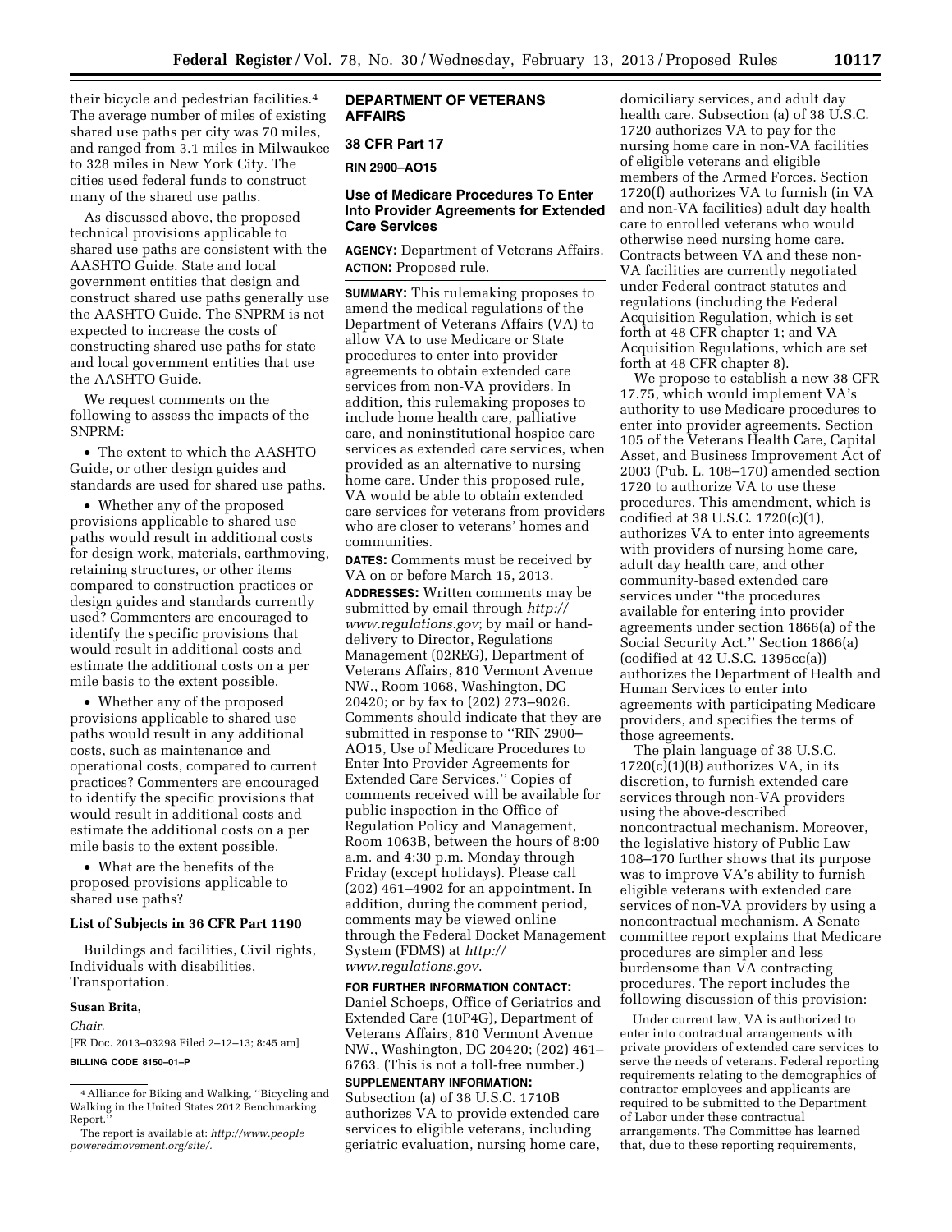their bicycle and pedestrian facilities.[4] The average number of miles of existing shared use paths per city was 70 miles, and ranged from 3.1 miles in Milwaukee to 328 miles in New York City. The cities used federal funds to construct many of the shared use paths.

As discussed above, the proposed technical provisions applicable to shared use paths are consistent with the AASHTO Guide. State and local government entities that design and construct shared use paths generally use the AASHTO Guide. The SNPRM is not expected to increase the costs of constructing shared use paths for state and local government entities that use the AASHTO Guide.

We request comments on the following to assess the impacts of the SNPRM:

- The extent to which the AASHTO Guide, or other design guides and standards are used for shared use paths.
- Whether any of the proposed provisions applicable to shared use paths would result in additional costs for design work, materials, earthmoving, retaining structures, or other items compared to construction practices or design guides and standards currently used? Commenters are encouraged to identify the specific provisions that would result in additional costs and estimate the additional costs on a per mile basis to the extent possible.
- Whether any of the proposed provisions applicable to shared use paths would result in any additional costs, such as maintenance and operational costs, compared to current practices? Commenters are encouraged to identify the specific provisions that would result in additional costs and estimate the additional costs on a per mile basis to the extent possible.
- What are the benefits of the proposed provisions applicable to shared use paths?

### List of Subjects in 36 CFR Part 1190

Buildings and facilities, Civil rights, Individuals with disabilities, Transportation.

**Susan Brita,**

*Chair.*

[FR Doc. 2013–03298 Filed 2–12–13; 8:45 am]

**BILLING CODE 8150–01–P**

[4] Alliance for Biking and Walking, ''Bicycling and Walking in the United States 2012 Benchmarking Report.''

The report is available at: *http://www.peoplepoweredmovement.org/site/.*

## DEPARTMENT OF VETERANS AFFAIRS

### 38 CFR Part 17

**RIN 2900–AO15**

### Use of Medicare Procedures To Enter Into Provider Agreements for Extended Care Services

**AGENCY:** Department of Veterans Affairs.

**ACTION:** Proposed rule.

**SUMMARY:** This rulemaking proposes to amend the medical regulations of the Department of Veterans Affairs (VA) to allow VA to use Medicare or State procedures to enter into provider agreements to obtain extended care services from non-VA providers. In addition, this rulemaking proposes to include home health care, palliative care, and noninstitutional hospice care services as extended care services, when provided as an alternative to nursing home care. Under this proposed rule, VA would be able to obtain extended care services for veterans from providers who are closer to veterans' homes and communities.

**DATES:** Comments must be received by VA on or before March 15, 2013.

**ADDRESSES:** Written comments may be submitted by email through *http://www.regulations.gov*; by mail or hand-delivery to Director, Regulations Management (02REG), Department of Veterans Affairs, 810 Vermont Avenue NW., Room 1068, Washington, DC 20420; or by fax to (202) 273–9026. Comments should indicate that they are submitted in response to ''RIN 2900–AO15, Use of Medicare Procedures to Enter Into Provider Agreements for Extended Care Services.'' Copies of comments received will be available for public inspection in the Office of Regulation Policy and Management, Room 1063B, between the hours of 8:00 a.m. and 4:30 p.m. Monday through Friday (except holidays). Please call (202) 461–4902 for an appointment. In addition, during the comment period, comments may be viewed online through the Federal Docket Management System (FDMS) at *http://www.regulations.gov*.

**FOR FURTHER INFORMATION CONTACT:** Daniel Schoeps, Office of Geriatrics and Extended Care (10P4G), Department of Veterans Affairs, 810 Vermont Avenue NW., Washington, DC 20420; (202) 461–6763. (This is not a toll-free number.)

**SUPPLEMENTARY INFORMATION:** Subsection (a) of 38 U.S.C. 1710B authorizes VA to provide extended care services to eligible veterans, including geriatric evaluation, nursing home care, domiciliary services, and adult day health care. Subsection (a) of 38 U.S.C. 1720 authorizes VA to pay for the nursing home care in non-VA facilities of eligible veterans and eligible members of the Armed Forces. Section 1720(f) authorizes VA to furnish (in VA and non-VA facilities) adult day health care to enrolled veterans who would otherwise need nursing home care. Contracts between VA and these non-VA facilities are currently negotiated under Federal contract statutes and regulations (including the Federal Acquisition Regulation, which is set forth at 48 CFR chapter 1; and VA Acquisition Regulations, which are set forth at 48 CFR chapter 8).

We propose to establish a new 38 CFR 17.75, which would implement VA's authority to use Medicare procedures to enter into provider agreements. Section 105 of the Veterans Health Care, Capital Asset, and Business Improvement Act of 2003 (Pub. L. 108–170) amended section 1720 to authorize VA to use these procedures. This amendment, which is codified at 38 U.S.C. 1720(c)(1), authorizes VA to enter into agreements with providers of nursing home care, adult day health care, and other community-based extended care services under ''the procedures available for entering into provider agreements under section 1866(a) of the Social Security Act.'' Section 1866(a) (codified at 42 U.S.C. 1395cc(a)) authorizes the Department of Health and Human Services to enter into agreements with participating Medicare providers, and specifies the terms of those agreements.

The plain language of 38 U.S.C. 1720(c)(1)(B) authorizes VA, in its discretion, to furnish extended care services through non-VA providers using the above-described noncontractual mechanism. Moreover, the legislative history of Public Law 108–170 further shows that its purpose was to improve VA's ability to furnish eligible veterans with extended care services of non-VA providers by using a noncontractual mechanism. A Senate committee report explains that Medicare procedures are simpler and less burdensome than VA contracting procedures. The report includes the following discussion of this provision:

> Under current law, VA is authorized to enter into contractual arrangements with private providers of extended care services to serve the needs of veterans. Federal reporting requirements relating to the demographics of contractor employees and applicants are required to be submitted to the Department of Labor under these contractual arrangements. The Committee has learned that, due to these reporting requirements,